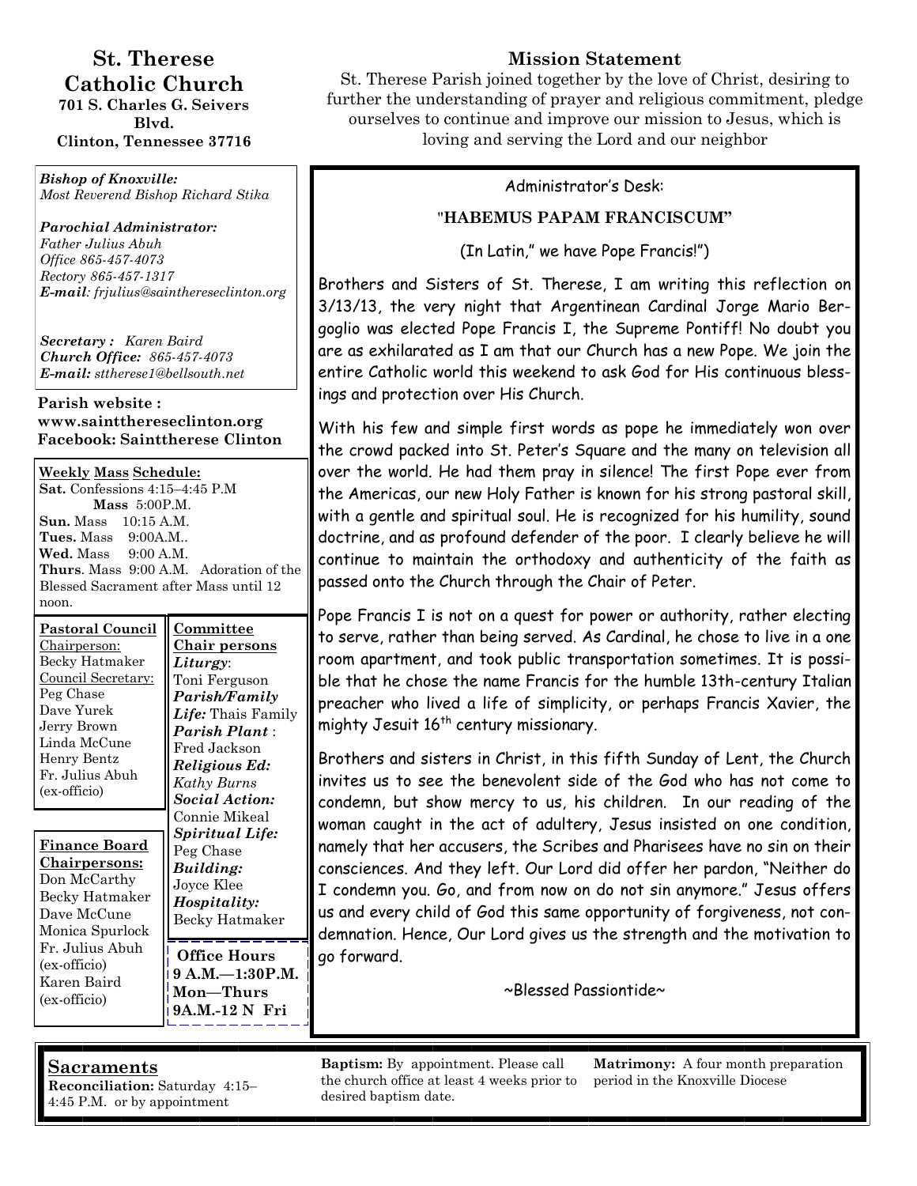# St. Therese Catholic Church

**701 S. Charles G. Seivers Blvd.**
**Clinton, Tennessee 37716**

## Mission Statement

St. Therese Parish joined together by the love of Christ, desiring to further the understanding of prayer and religious commitment, pledge ourselves to continue and improve our mission to Jesus, which is loving and serving the Lord and our neighbor

***Bishop of Knoxville:***
*Most Reverend Bishop Richard Stika*

***Parochial Administrator:***
*Father Julius Abuh*
*Office 865-457-4073*
*Rectory 865-457-1317*
***E-mail****: frjulius@saintthereseclinton.org*

***Secretary :*** *Karen Baird*
***Church Office:*** *865-457-4073*
***E-mail:*** *sttherese1@bellsouth.net*

**Parish website : www.saintthereseclinton.org**
**Facebook: Sainttherese Clinton**

**Weekly Mass Schedule:**
**Sat.** Confessions 4:15–4:45 P.M
**Mass** 5:00P.M.
**Sun.** Mass 10:15 A.M.
**Tues.** Mass 9:00A.M..
**Wed.** Mass 9:00 A.M.
**Thurs**. Mass 9:00 A.M. Adoration of the Blessed Sacrament after Mass until 12 noon.

**Pastoral Council**
Chairperson:
Becky Hatmaker
Council Secretary:
Peg Chase
Dave Yurek
Jerry Brown
Linda McCune
Henry Bentz
Fr. Julius Abuh (ex-officio)

**Finance Board Chairpersons:**
Don McCarthy
Becky Hatmaker
Dave McCune
Monica Spurlock
Fr. Julius Abuh (ex-officio)
Karen Baird (ex-officio)

**Committee Chair persons**
***Liturgy***: Toni Ferguson
***Parish/Family Life:*** Thais Family
***Parish Plant*** : Fred Jackson
***Religious Ed:*** *Kathy Burns*
***Social Action:*** Connie Mikeal
***Spiritual Life:*** Peg Chase
***Building:*** Joyce Klee
***Hospitality:*** Becky Hatmaker

**Office Hours**
**9 A.M.—1:30P.M. Mon—Thurs**
**9A.M.-12 N Fri**

### Administrator's Desk:

**"HABEMUS PAPAM FRANCISCUM"**

(In Latin," we have Pope Francis!")

Brothers and Sisters of St. Therese, I am writing this reflection on 3/13/13, the very night that Argentinean Cardinal Jorge Mario Bergoglio was elected Pope Francis I, the Supreme Pontiff! No doubt you are as exhilarated as I am that our Church has a new Pope. We join the entire Catholic world this weekend to ask God for His continuous blessings and protection over His Church.

With his few and simple first words as pope he immediately won over the crowd packed into St. Peter's Square and the many on television all over the world. He had them pray in silence! The first Pope ever from the Americas, our new Holy Father is known for his strong pastoral skill, with a gentle and spiritual soul. He is recognized for his humility, sound doctrine, and as profound defender of the poor. I clearly believe he will continue to maintain the orthodoxy and authenticity of the faith as passed onto the Church through the Chair of Peter.

Pope Francis I is not on a quest for power or authority, rather electing to serve, rather than being served. As Cardinal, he chose to live in a one room apartment, and took public transportation sometimes. It is possible that he chose the name Francis for the humble 13th-century Italian preacher who lived a life of simplicity, or perhaps Francis Xavier, the mighty Jesuit 16th century missionary.

Brothers and sisters in Christ, in this fifth Sunday of Lent, the Church invites us to see the benevolent side of the God who has not come to condemn, but show mercy to us, his children. In our reading of the woman caught in the act of adultery, Jesus insisted on one condition, namely that her accusers, the Scribes and Pharisees have no sin on their consciences. And they left. Our Lord did offer her pardon, "Neither do I condemn you. Go, and from now on do not sin anymore." Jesus offers us and every child of God this same opportunity of forgiveness, not condemnation. Hence, Our Lord gives us the strength and the motivation to go forward.

~Blessed Passiontide~

## Sacraments

**Reconciliation:** Saturday 4:15–4:45 P.M. or by appointment

**Baptism:** By appointment. Please call the church office at least 4 weeks prior to desired baptism date.

**Matrimony:** A four month preparation period in the Knoxville Diocese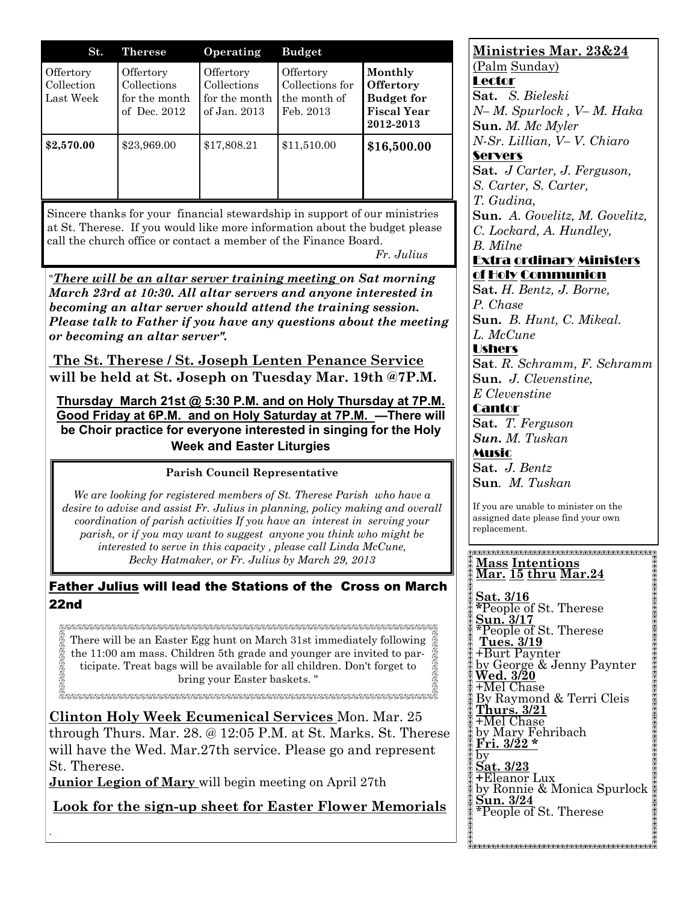| St. | Therese | Operating | Budget | |
|---|---|---|---|---|
| Offertory Collection Last Week | Offertory Collections for the month of Dec. 2012 | Offertory Collections for the month of Jan. 2013 | Offertory Collections for the month of Feb. 2013 | **Monthly Offertory Budget for Fiscal Year 2012-2013** |
| **$2,570.00** | $23,969.00 | $17,808.21 | $11,510.00 | **$16,500.00** |

Sincere thanks for your financial stewardship in support of our ministries at St. Therese. If you would like more information about the budget please call the church office or contact a member of the Finance Board.

*Fr. Julius*

"***There will be an altar server training meeting** on Sat morning March 23rd at 10:30. All altar servers and anyone interested in becoming an altar server should attend the training session. Please talk to Father if you have any questions about the meeting or becoming an altar server".*

**The St. Therese / St. Joseph Lenten Penance Service will be held at St. Joseph on Tuesday Mar. 19th @7P.M.**

**Thursday March 21st @ 5:30 P.M. and on Holy Thursday at 7P.M. Good Friday at 6P.M. and on Holy Saturday at 7P.M. —There will be Choir practice for everyone interested in singing for the Holy Week and Easter Liturgies**

**Parish Council Representative**

*We are looking for registered members of St. Therese Parish who have a desire to advise and assist Fr. Julius in planning, policy making and overall coordination of parish activities If you have an interest in serving your parish, or if you may want to suggest anyone you think who might be interested to serve in this capacity , please call Linda McCune, Becky Hatmaker, or Fr. Julius by March 29, 2013*

**Father Julius will lead the Stations of the Cross on March 22nd**

There will be an Easter Egg hunt on March 31st immediately following the 11:00 am mass. Children 5th grade and younger are invited to participate. Treat bags will be available for all children. Don't forget to bring your Easter baskets. "

**Clinton Holy Week Ecumenical Services** Mon. Mar. 25 through Thurs. Mar. 28. @ 12:05 P.M. at St. Marks. St. Therese will have the Wed. Mar.27th service. Please go and represent St. Therese.

**Junior Legion of Mary** will begin meeting on April 27th

**Look for the sign-up sheet for Easter Flower Memorials**

## Ministries Mar. 23&24

(Palm Sunday)

**Lector**

**Sat.** *S. Bieleski*
*N– M. Spurlock , V– M. Haka*
**Sun.** *M. Mc Myler*
*N-Sr. Lillian, V– V. Chiaro*

**Servers**

**Sat.** *J Carter, J. Ferguson, S. Carter, S. Carter, T. Gudina,*
**Sun.** *A. Govelitz, M. Govelitz, C. Lockard, A. Hundley, B. Milne*

**Extra ordinary Ministers of Holy Communion**

**Sat.** *H. Bentz, J. Borne, P. Chase*
**Sun.** *B. Hunt, C. Mikeal. L. McCune*

**Ushers**

**Sat**. *R. Schramm, F. Schramm*
**Sun.** *J. Clevenstine, E Clevenstine*

**Cantor**

**Sat.** *T. Ferguson*
***Sun.*** *M. Tuskan*

**Music**

**Sat.** *J. Bentz*
**Sun**. *M. Tuskan*

If you are unable to minister on the assigned date please find your own replacement.

**Mass Intentions**
**Mar. 15 thru Mar.24**

**Sat. 3/16**
*People of St. Therese
**Sun. 3/17**
*People of St. Therese
**Tues. 3/19**
+Burt Paynter
by George & Jenny Paynter
**Wed. 3/20**
+Mel Chase
By Raymond & Terri Cleis
**Thurs. 3/21**
+Mel Chase
by Mary Fehribach
**Fri. 3/22 ***
by
**Sat. 3/23**
+Eleanor Lux
by Ronnie & Monica Spurlock
**Sun. 3/24**
*People of St. Therese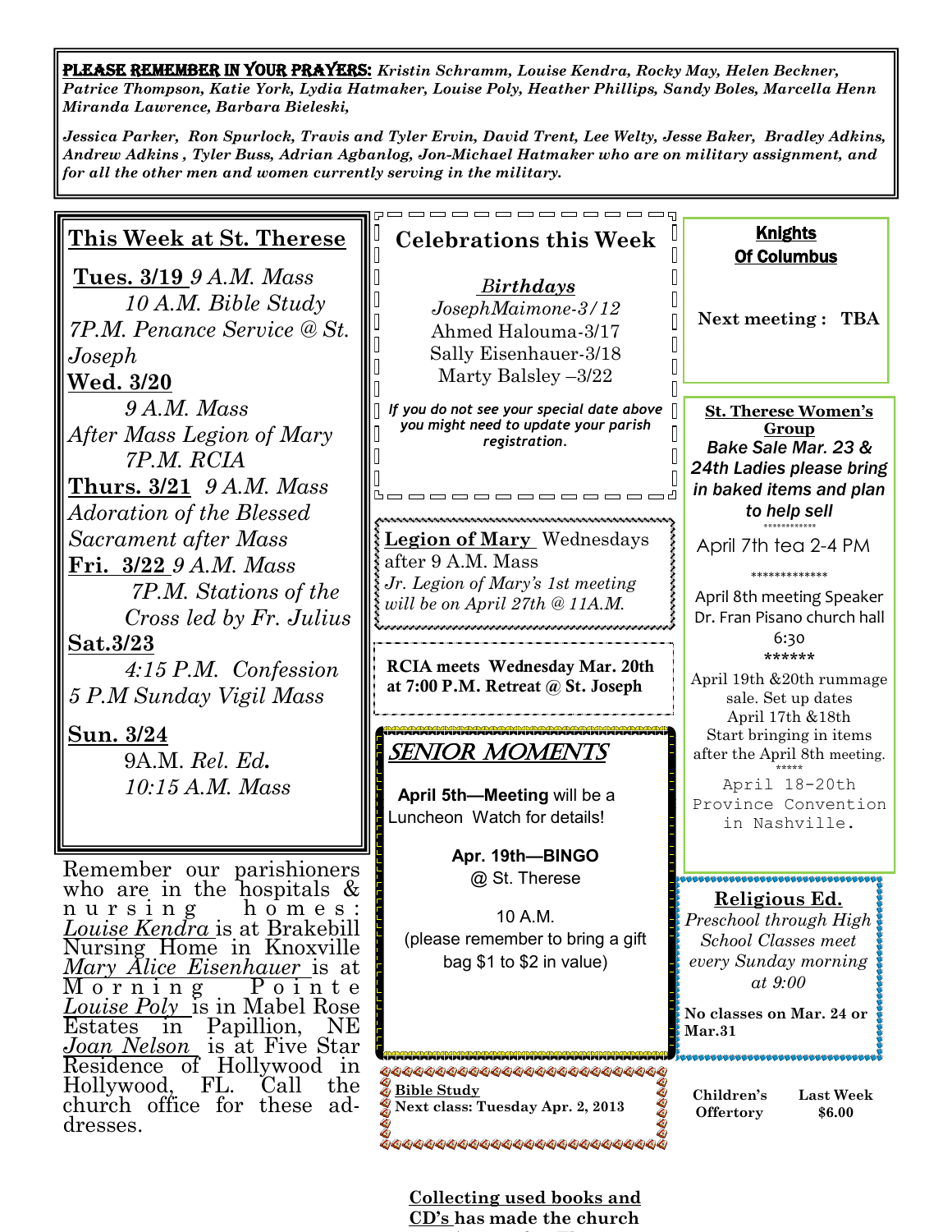**PLEASE REMEMBER IN YOUR PRAYERS:** *Kristin Schramm, Louise Kendra, Rocky May, Helen Beckner, Patrice Thompson, Katie York, Lydia Hatmaker, Louise Poly, Heather Phillips, Sandy Boles, Marcella Henn Miranda Lawrence, Barbara Bieleski,*

*Jessica Parker, Ron Spurlock, Travis and Tyler Ervin, David Trent, Lee Welty, Jesse Baker, Bradley Adkins, Andrew Adkins , Tyler Buss, Adrian Agbanlog, Jon-Michael Hatmaker who are on military assignment, and for all the other men and women currently serving in the military.*

## This Week at St. Therese

**Tues. 3/19** *9 A.M. Mass*
*10 A.M. Bible Study*
*7P.M. Penance Service @ St. Joseph*

**Wed. 3/20**
*9 A.M. Mass*
*After Mass Legion of Mary*
*7P.M. RCIA*

**Thurs. 3/21** *9 A.M. Mass*
*Adoration of the Blessed Sacrament after Mass*

**Fri. 3/22** *9 A.M. Mass*
*7P.M. Stations of the Cross led by Fr. Julius*

**Sat.3/23**
*4:15 P.M. Confession*
*5 P.M Sunday Vigil Mass*

**Sun. 3/24**
9A.M. *Rel. Ed.*
*10:15 A.M. Mass*

Remember our parishioners who are in the hospitals & nursing homes: *Louise Kendra* is at Brakebill Nursing Home in Knoxville *Mary Alice Eisenhauer* is at Morning Pointe *Louise Poly* is in Mabel Rose Estates in Papillion, NE *Joan Nelson* is at Five Star Residence of Hollywood in Hollywood, FL. Call the church office for these addresses.

## Celebrations this Week

***Birthdays***
*JosephMaimone-3/12*
Ahmed Halouma-3/17
Sally Eisenhauer-3/18
Marty Balsley –3/22

*If you do not see your special date above you might need to update your parish registration.*

**Legion of Mary** Wednesdays after 9 A.M. Mass
*Jr. Legion of Mary's 1st meeting will be on April 27th @ 11A.M.*

**RCIA meets Wednesday Mar. 20th at 7:00 P.M. Retreat @ St. Joseph**

## *SENIOR MOMENTS*

**April 5th—Meeting** will be a Luncheon Watch for details!

**Apr. 19th—BINGO**
@ St. Therese

10 A.M.
(please remember to bring a gift bag $1 to $2 in value)

**Bible Study**
**Next class: Tuesday Apr. 2, 2013**

**Collecting used books and CD's has made the church**

**Knights Of Columbus**

**Next meeting : TBA**

**St. Therese Women's Group**
*Bake Sale Mar. 23 & 24th Ladies please bring in baked items and plan to help sell*

April 7th tea 2-4 PM

April 8th meeting Speaker Dr. Fran Pisano church hall 6:30

April 19th &20th rummage sale. Set up dates April 17th &18th Start bringing in items after the April 8th meeting.

April 18-20th Province Convention in Nashville.

**Religious Ed.**
*Preschool through High School Classes meet every Sunday morning at 9:00*

**No classes on Mar. 24 or Mar.31**

| Children's Offertory | Last Week $6.00 |
|---|---|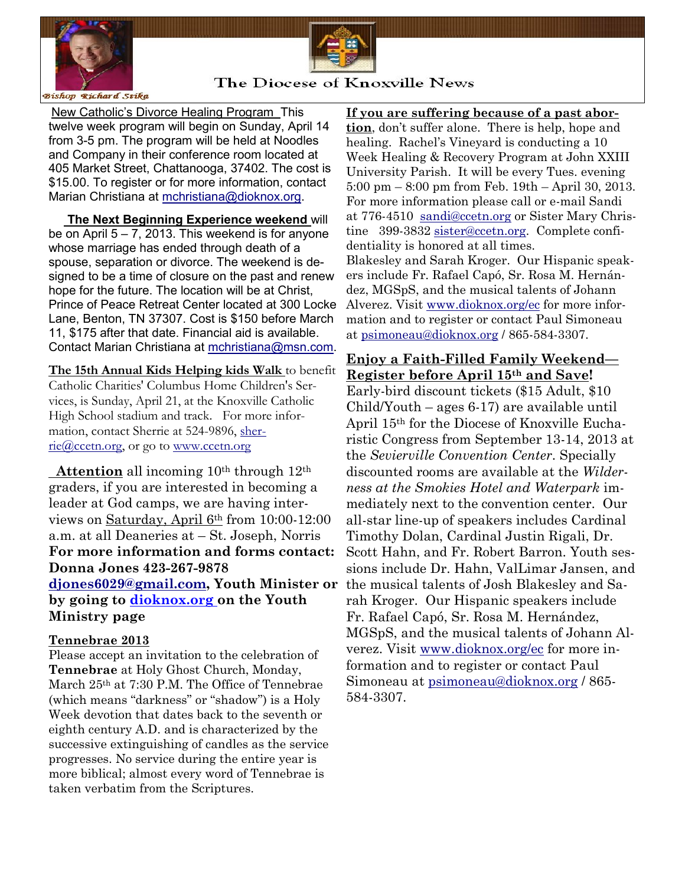Bishop Richard Stika

The Diocese of Knoxville News

New Catholic's Divorce Healing Program This twelve week program will begin on Sunday, April 14 from 3-5 pm. The program will be held at Noodles and Company in their conference room located at 405 Market Street, Chattanooga, 37402. The cost is $15.00. To register or for more information, contact Marian Christiana at mchristiana@dioknox.org.

**The Next Beginning Experience weekend** will be on April 5 – 7, 2013. This weekend is for anyone whose marriage has ended through death of a spouse, separation or divorce. The weekend is designed to be a time of closure on the past and renew hope for the future. The location will be at Christ, Prince of Peace Retreat Center located at 300 Locke Lane, Benton, TN 37307. Cost is $150 before March 11, $175 after that date. Financial aid is available. Contact Marian Christiana at mchristiana@msn.com.

**The 15th Annual Kids Helping kids Walk** to benefit Catholic Charities' Columbus Home Children's Services, is Sunday, April 21, at the Knoxville Catholic High School stadium and track. For more information, contact Sherrie at 524-9896, sherrie@ccetn.org, or go to www.ccetn.org

**Attention** all incoming 10th through 12th graders, if you are interested in becoming a leader at God camps, we are having interviews on Saturday, April 6th from 10:00-12:00 a.m. at all Deaneries at – St. Joseph, Norris **For more information and forms contact: Donna Jones 423-267-9878 djones6029@gmail.com, Youth Minister or by going to dioknox.org on the Youth Ministry page**

**Tennebrae 2013**

Please accept an invitation to the celebration of **Tennebrae** at Holy Ghost Church, Monday, March 25th at 7:30 P.M. The Office of Tennebrae (which means "darkness" or "shadow") is a Holy Week devotion that dates back to the seventh or eighth century A.D. and is characterized by the successive extinguishing of candles as the service progresses. No service during the entire year is more biblical; almost every word of Tennebrae is taken verbatim from the Scriptures.

**If you are suffering because of a past abortion**, don't suffer alone. There is help, hope and healing. Rachel's Vineyard is conducting a 10 Week Healing & Recovery Program at John XXIII University Parish. It will be every Tues. evening 5:00 pm – 8:00 pm from Feb. 19th – April 30, 2013. For more information please call or e-mail Sandi at 776-4510 sandi@ccetn.org or Sister Mary Christine 399-3832 sister@ccetn.org. Complete confidentiality is honored at all times.
Blakesley and Sarah Kroger. Our Hispanic speakers include Fr. Rafael Capó, Sr. Rosa M. Hernández, MGSpS, and the musical talents of Johann Alverez. Visit www.dioknox.org/ec for more information and to register or contact Paul Simoneau at psimoneau@dioknox.org / 865-584-3307.

**Enjoy a Faith-Filled Family Weekend—Register before April 15th and Save!**

Early-bird discount tickets ($15 Adult, $10 Child/Youth – ages 6-17) are available until April 15th for the Diocese of Knoxville Eucharistic Congress from September 13-14, 2013 at the *Sevierville Convention Center*. Specially discounted rooms are available at the *Wilderness at the Smokies Hotel and Waterpark* immediately next to the convention center. Our all-star line-up of speakers includes Cardinal Timothy Dolan, Cardinal Justin Rigali, Dr. Scott Hahn, and Fr. Robert Barron. Youth sessions include Dr. Hahn, ValLimar Jansen, and the musical talents of Josh Blakesley and Sarah Kroger. Our Hispanic speakers include Fr. Rafael Capó, Sr. Rosa M. Hernández, MGSpS, and the musical talents of Johann Alverez. Visit www.dioknox.org/ec for more information and to register or contact Paul Simoneau at psimoneau@dioknox.org / 865-584-3307.